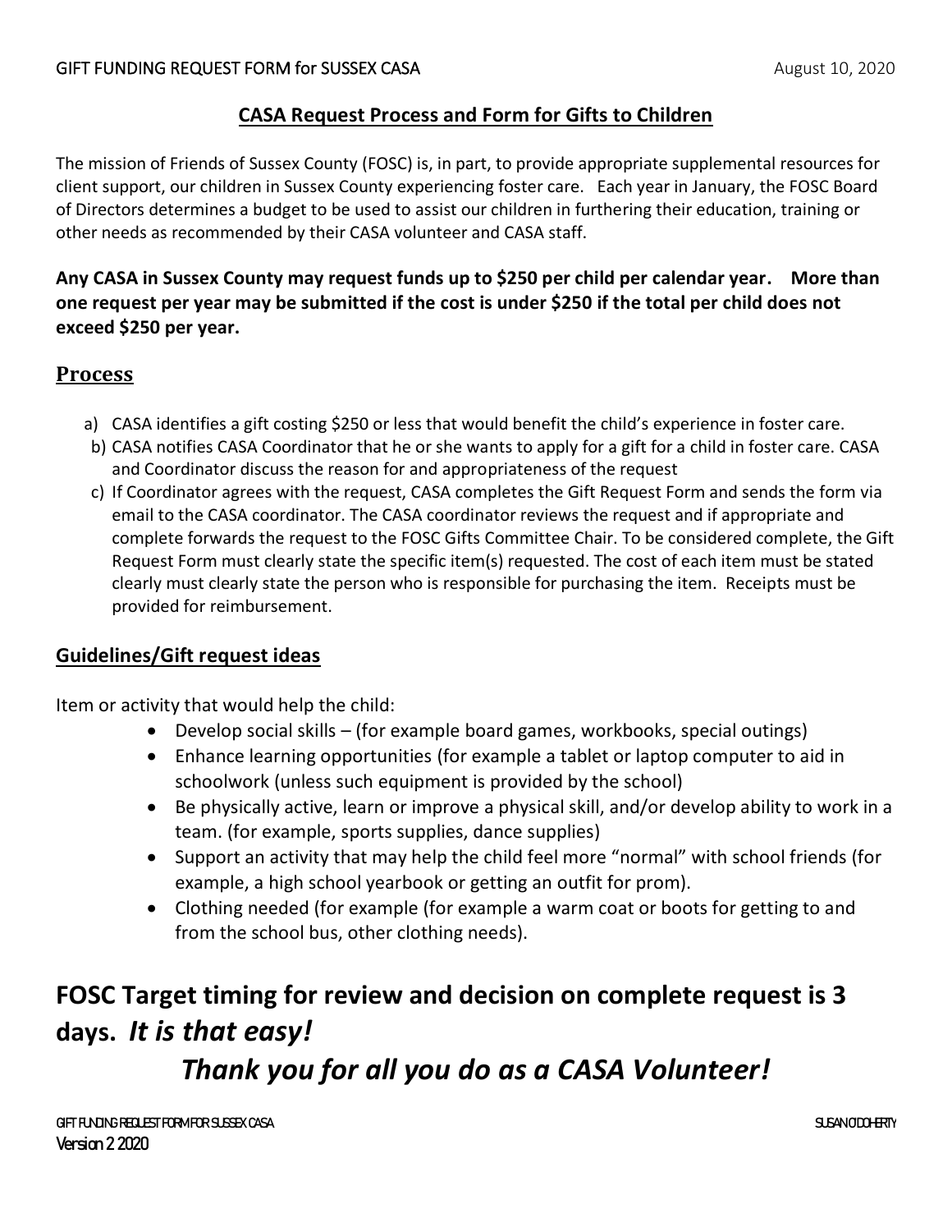## CASA Request Process and Form for Gifts to Children

The mission of Friends of Sussex County (FOSC) is, in part, to provide appropriate supplemental resources for client support, our children in Sussex County experiencing foster care. Each year in January, the FOSC Board of Directors determines a budget to be used to assist our children in furthering their education, training or other needs as recommended by their CASA volunteer and CASA staff.

**Any CASA in Sussex County may request funds up to $250 per child per calendar year. More than one request per year may be submitted if the cost is under $250 if the total per child does not exceed $250 per year.**

## Process

a) CASA identifies a gift costing $250 or less that would benefit the child's experience in foster care.

b) CASA notifies CASA Coordinator that he or she wants to apply for a gift for a child in foster care. CASA and Coordinator discuss the reason for and appropriateness of the request

c) If Coordinator agrees with the request, CASA completes the Gift Request Form and sends the form via email to the CASA coordinator. The CASA coordinator reviews the request and if appropriate and complete forwards the request to the FOSC Gifts Committee Chair. To be considered complete, the Gift Request Form must clearly state the specific item(s) requested. The cost of each item must be stated clearly must clearly state the person who is responsible for purchasing the item. Receipts must be provided for reimbursement.

### Guidelines/Gift request ideas

Item or activity that would help the child:

- Develop social skills – (for example board games, workbooks, special outings)
- Enhance learning opportunities (for example a tablet or laptop computer to aid in schoolwork (unless such equipment is provided by the school)
- Be physically active, learn or improve a physical skill, and/or develop ability to work in a team. (for example, sports supplies, dance supplies)
- Support an activity that may help the child feel more "normal" with school friends (for example, a high school yearbook or getting an outfit for prom).
- Clothing needed (for example (for example a warm coat or boots for getting to and from the school bus, other clothing needs).

# FOSC Target timing for review and decision on complete request is 3 days. *It is that easy!*

# *Thank you for all you do as a CASA Volunteer!*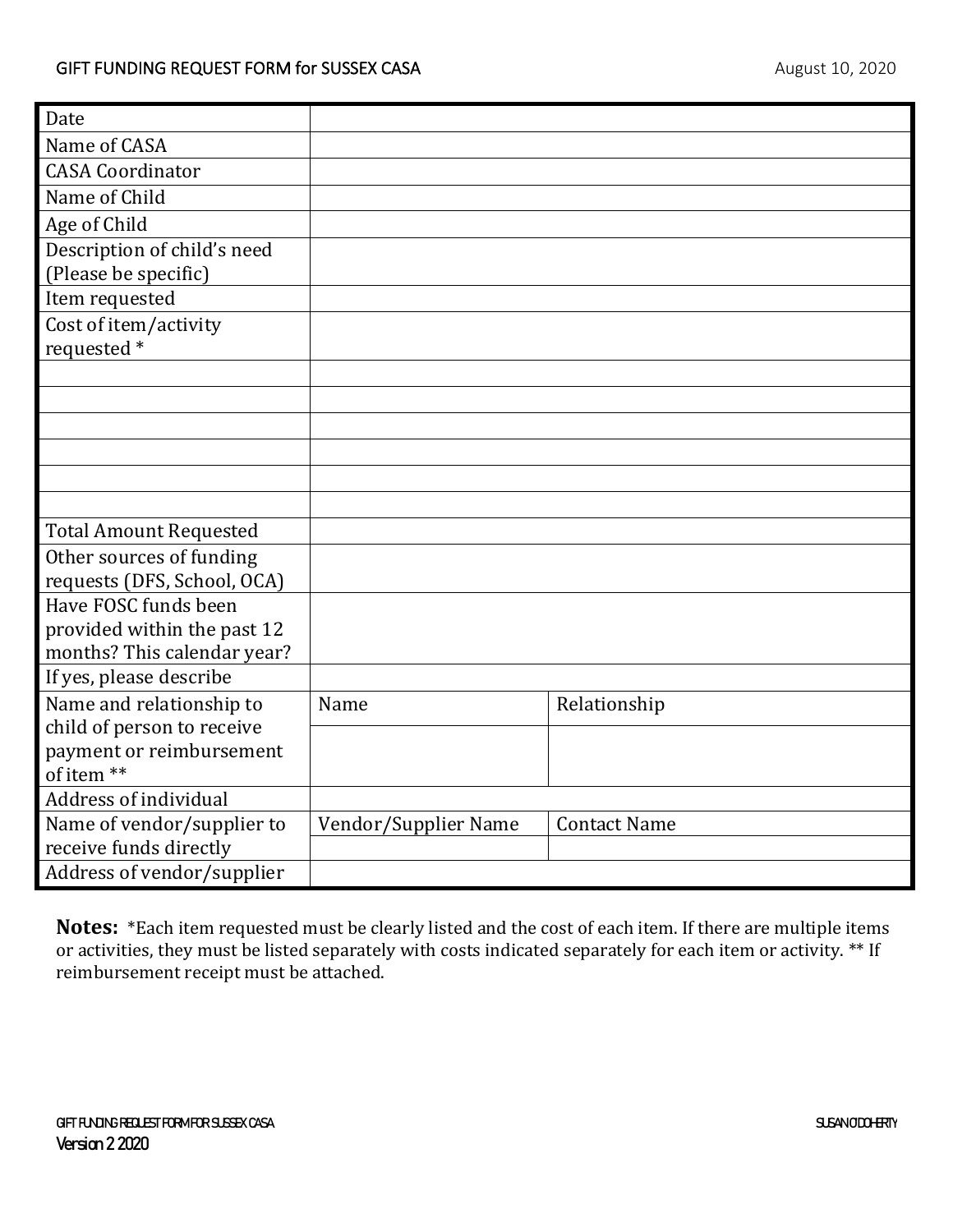GIFT FUNDING REQUEST FORM for SUSSEX CASA

August 10, 2020

| | | |
|---|---|---|
| Date | | |
| Name of CASA | | |
| CASA Coordinator | | |
| Name of Child | | |
| Age of Child | | |
| Description of child's need (Please be specific) | | |
| Item requested | | |
| Cost of item/activity requested * | | |
| | | |
| | | |
| | | |
| | | |
| | | |
| | | |
| Total Amount Requested | | |
| Other sources of funding requests (DFS, School, OCA) | | |
| Have FOSC funds been provided within the past 12 months? This calendar year? | | |
| If yes, please describe | | |
| Name and relationship to child of person to receive payment or reimbursement of item ** | Name | Relationship |
| | | |
| Address of individual | | |
| Name of vendor/supplier to receive funds directly | Vendor/Supplier Name | Contact Name |
| | | |
| Address of vendor/supplier | | |

**Notes:** *Each item requested must be clearly listed and the cost of each item. If there are multiple items or activities, they must be listed separately with costs indicated separately for each item or activity. ** If reimbursement receipt must be attached.

GIFT FUNDING REQUEST FORM FOR SUSSEX CASA

Version 2 2020

SUSAN O'DOHERTY